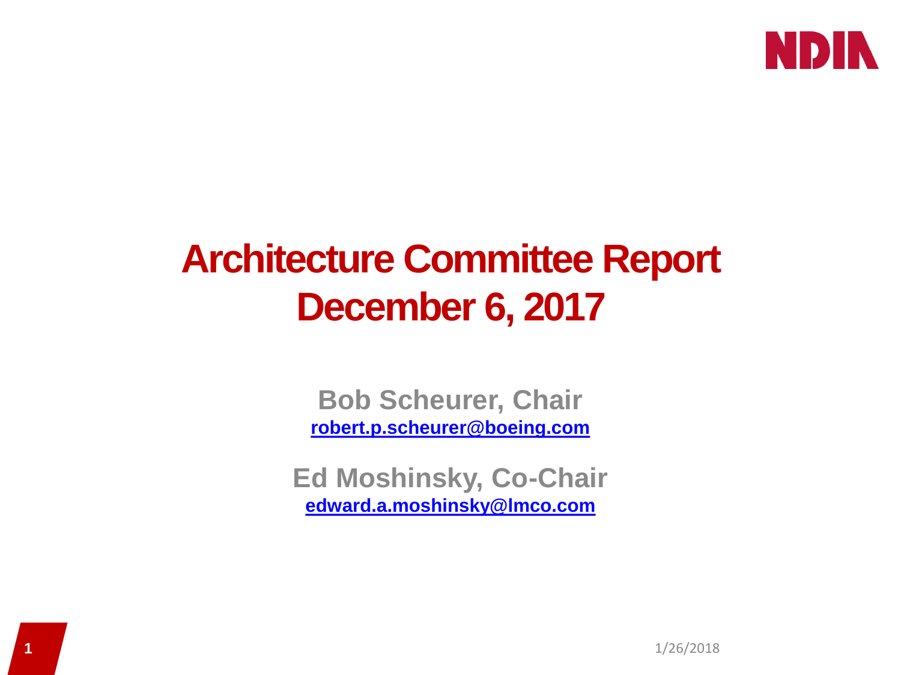NDIA

# Architecture Committee Report
# December 6, 2017

**Bob Scheurer, Chair**
**robert.p.scheurer@boeing.com**

**Ed Moshinsky, Co-Chair**
**edward.a.moshinsky@lmco.com**

1/26/2018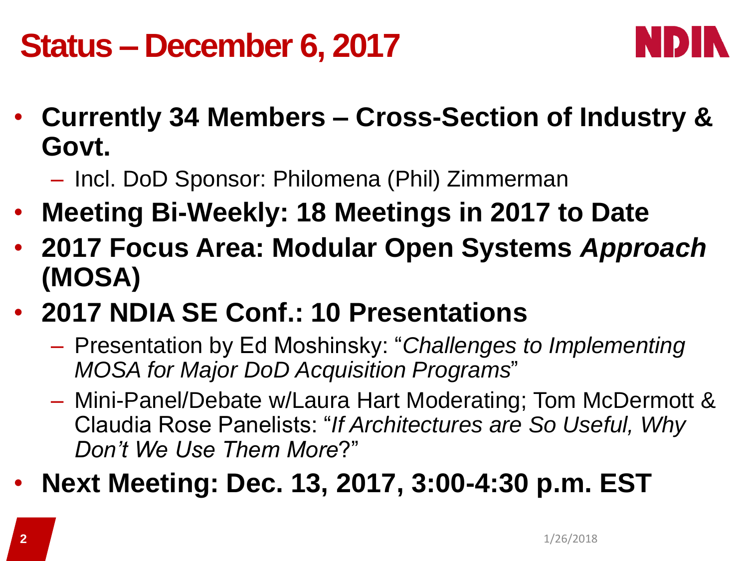# Status – December 6, 2017

- **Currently 34 Members – Cross-Section of Industry & Govt.**
  - Incl. DoD Sponsor: Philomena (Phil) Zimmerman
- **Meeting Bi-Weekly: 18 Meetings in 2017 to Date**
- **2017 Focus Area: Modular Open Systems *Approach* (MOSA)**
- **2017 NDIA SE Conf.: 10 Presentations**
  - Presentation by Ed Moshinsky: "*Challenges to Implementing MOSA for Major DoD Acquisition Programs*"
  - Mini-Panel/Debate w/Laura Hart Moderating; Tom McDermott & Claudia Rose Panelists: "*If Architectures are So Useful, Why Don't We Use Them More*?"
- **Next Meeting: Dec. 13, 2017, 3:00-4:30 p.m. EST**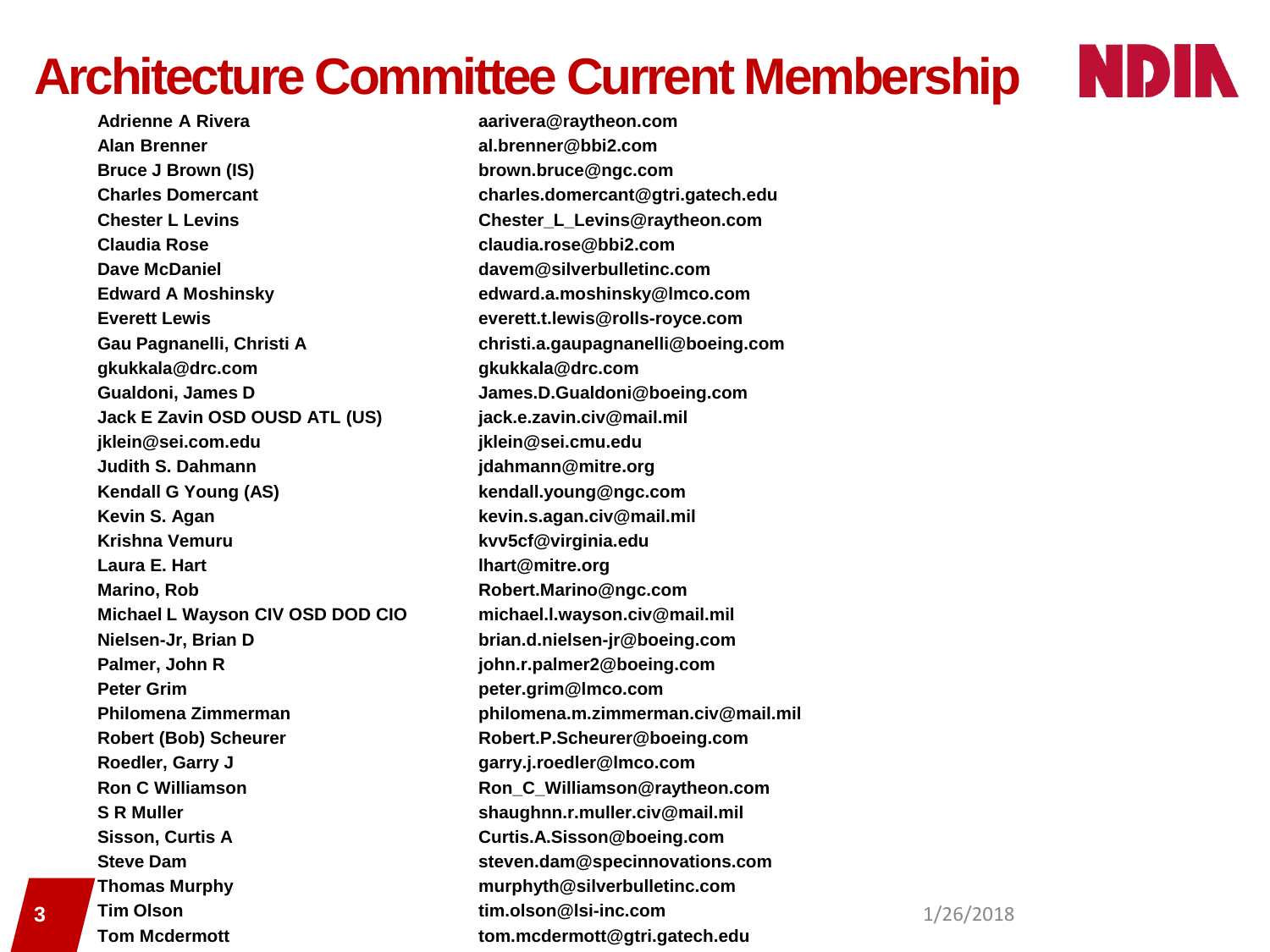# Architecture Committee Current Membership

| Name | Email |
|---|---|
| Adrienne A Rivera | aarivera@raytheon.com |
| Alan Brenner | al.brenner@bbi2.com |
| Bruce J Brown (IS) | brown.bruce@ngc.com |
| Charles Domercant | charles.domercant@gtri.gatech.edu |
| Chester L Levins | Chester_L_Levins@raytheon.com |
| Claudia Rose | claudia.rose@bbi2.com |
| Dave McDaniel | davem@silverbulletinc.com |
| Edward A Moshinsky | edward.a.moshinsky@lmco.com |
| Everett Lewis | everett.t.lewis@rolls-royce.com |
| Gau Pagnanelli, Christi A | christi.a.gaupagnanelli@boeing.com |
| gkukkala@drc.com | gkukkala@drc.com |
| Gualdoni, James D | James.D.Gualdoni@boeing.com |
| Jack E Zavin OSD OUSD ATL (US) | jack.e.zavin.civ@mail.mil |
| jklein@sei.com.edu | jklein@sei.cmu.edu |
| Judith S. Dahmann | jdahmann@mitre.org |
| Kendall G Young (AS) | kendall.young@ngc.com |
| Kevin S. Agan | kevin.s.agan.civ@mail.mil |
| Krishna Vemuru | kvv5cf@virginia.edu |
| Laura E. Hart | lhart@mitre.org |
| Marino, Rob | Robert.Marino@ngc.com |
| Michael L Wayson CIV OSD DOD CIO | michael.l.wayson.civ@mail.mil |
| Nielsen-Jr, Brian D | brian.d.nielsen-jr@boeing.com |
| Palmer, John R | john.r.palmer2@boeing.com |
| Peter Grim | peter.grim@lmco.com |
| Philomena Zimmerman | philomena.m.zimmerman.civ@mail.mil |
| Robert (Bob) Scheurer | Robert.P.Scheurer@boeing.com |
| Roedler, Garry J | garry.j.roedler@lmco.com |
| Ron C Williamson | Ron_C_Williamson@raytheon.com |
| S R Muller | shaughnn.r.muller.civ@mail.mil |
| Sisson, Curtis A | Curtis.A.Sisson@boeing.com |
| Steve Dam | steven.dam@specinnovations.com |
| Thomas Murphy | murphyth@silverbulletinc.com |
| Tim Olson | tim.olson@lsi-inc.com |
| Tom Mcdermott | tom.mcdermott@gtri.gatech.edu |

1/26/2018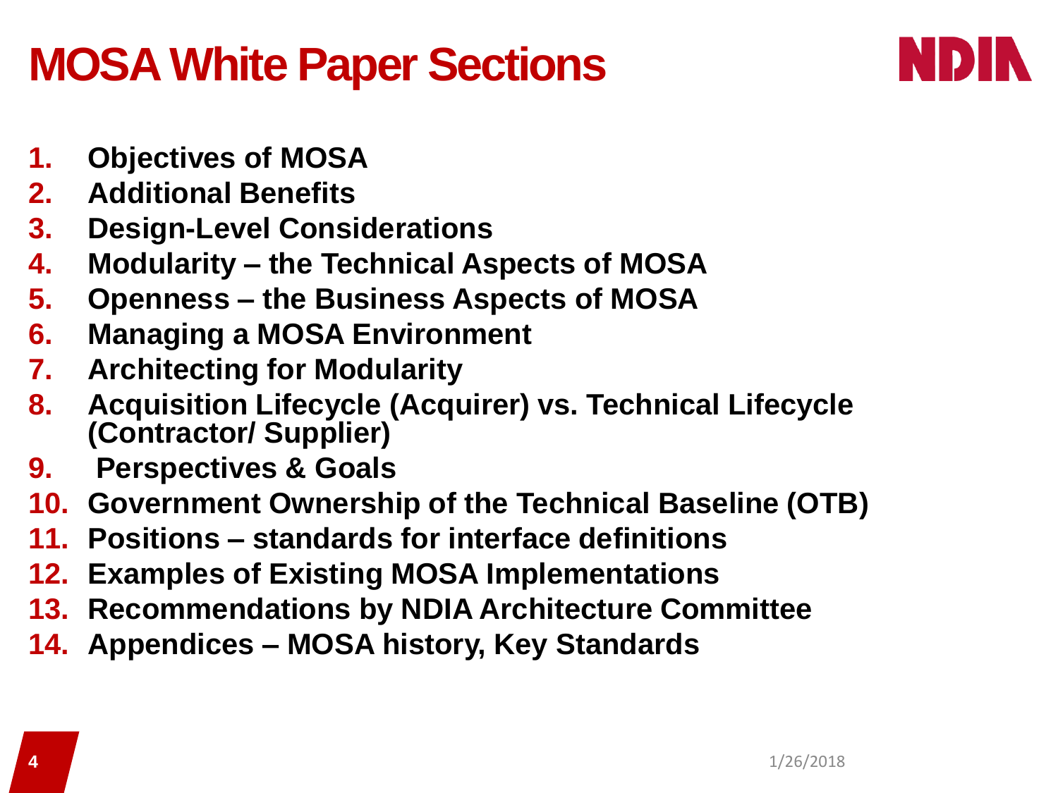# MOSA White Paper Sections

1. **Objectives of MOSA**
2. **Additional Benefits**
3. **Design-Level Considerations**
4. **Modularity – the Technical Aspects of MOSA**
5. **Openness – the Business Aspects of MOSA**
6. **Managing a MOSA Environment**
7. **Architecting for Modularity**
8. **Acquisition Lifecycle (Acquirer) vs. Technical Lifecycle (Contractor/ Supplier)**
9. **Perspectives & Goals**
10. **Government Ownership of the Technical Baseline (OTB)**
11. **Positions – standards for interface definitions**
12. **Examples of Existing MOSA Implementations**
13. **Recommendations by NDIA Architecture Committee**
14. **Appendices – MOSA history, Key Standards**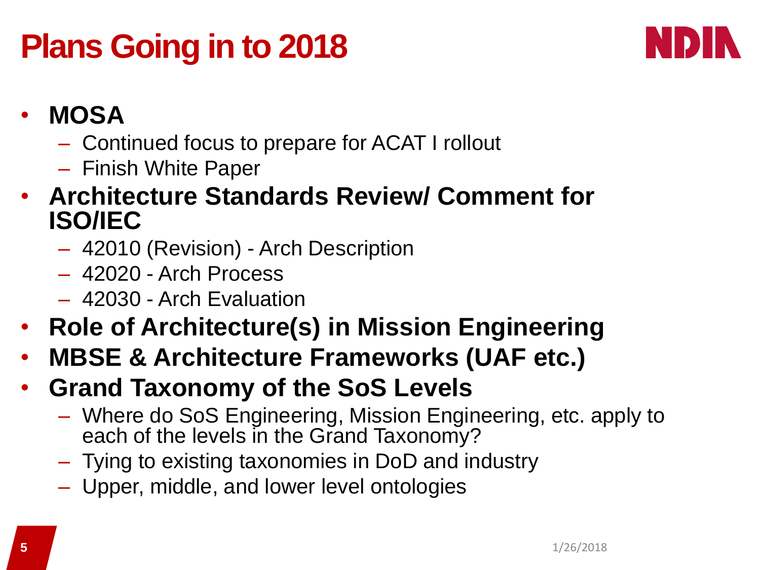# Plans Going in to 2018

- **MOSA**
  - Continued focus to prepare for ACAT I rollout
  - Finish White Paper
- **Architecture Standards Review/ Comment for ISO/IEC**
  - 42010 (Revision) - Arch Description
  - 42020 - Arch Process
  - 42030 - Arch Evaluation
- **Role of Architecture(s) in Mission Engineering**
- **MBSE & Architecture Frameworks (UAF etc.)**
- **Grand Taxonomy of the SoS Levels**
  - Where do SoS Engineering, Mission Engineering, etc. apply to each of the levels in the Grand Taxonomy?
  - Tying to existing taxonomies in DoD and industry
  - Upper, middle, and lower level ontologies